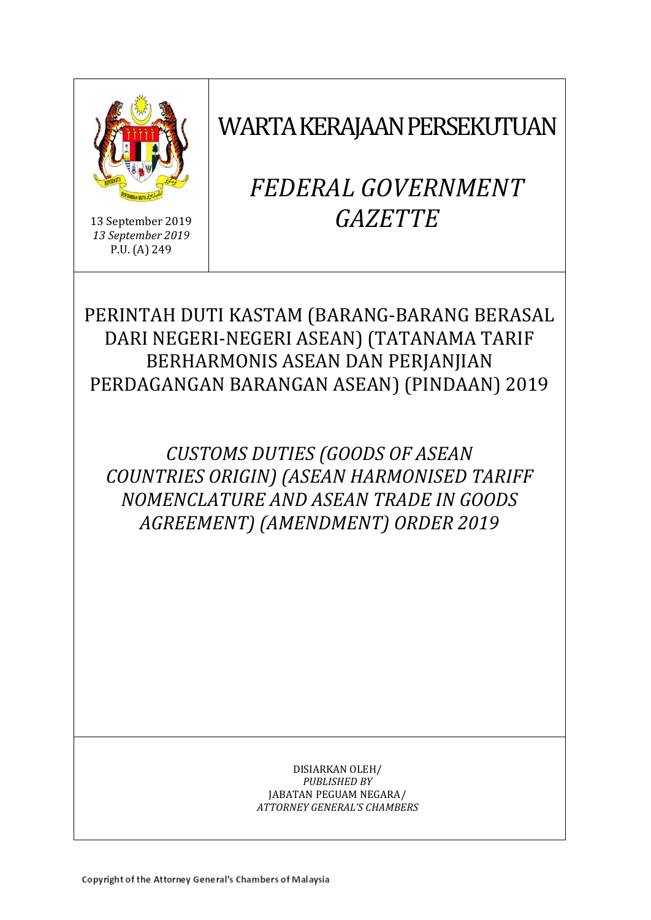13 September 2019
*13 September 2019*
P.U. (A) 249

# WARTA KERAJAAN PERSEKUTUAN

# *FEDERAL GOVERNMENT GAZETTE*

## PERINTAH DUTI KASTAM (BARANG-BARANG BERASAL DARI NEGERI-NEGERI ASEAN) (TATANAMA TARIF BERHARMONIS ASEAN DAN PERJANJIAN PERDAGANGAN BARANGAN ASEAN) (PINDAAN) 2019

## *CUSTOMS DUTIES (GOODS OF ASEAN COUNTRIES ORIGIN) (ASEAN HARMONISED TARIFF NOMENCLATURE AND ASEAN TRADE IN GOODS AGREEMENT) (AMENDMENT) ORDER 2019*

DISIARKAN OLEH/
*PUBLISHED BY*
JABATAN PEGUAM NEGARA/
*ATTORNEY GENERAL'S CHAMBERS*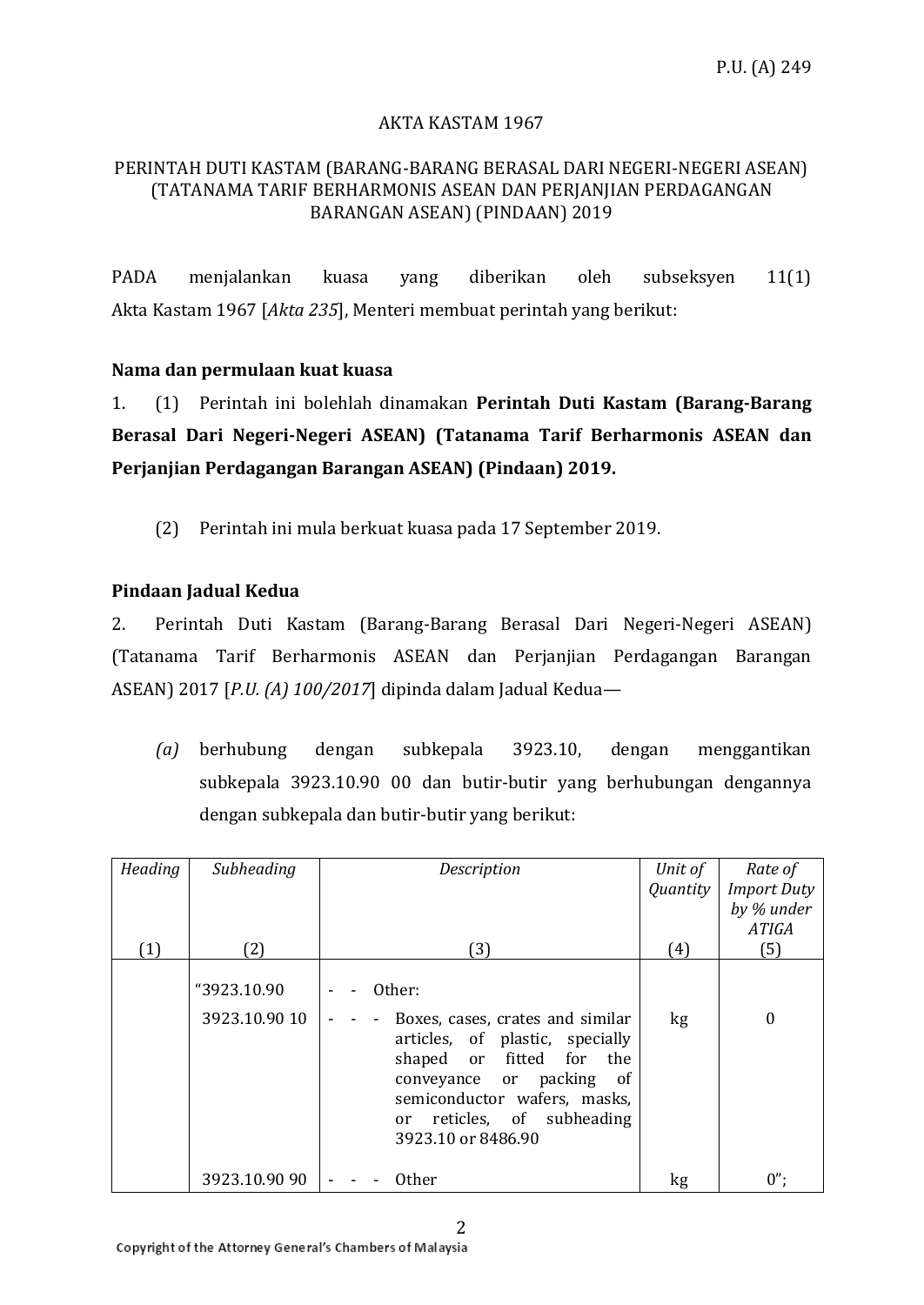P.U. (A) 249

AKTA KASTAM 1967

PERINTAH DUTI KASTAM (BARANG-BARANG BERASAL DARI NEGERI-NEGERI ASEAN) (TATANAMA TARIF BERHARMONIS ASEAN DAN PERJANJIAN PERDAGANGAN BARANGAN ASEAN) (PINDAAN) 2019

PADA menjalankan kuasa yang diberikan oleh subseksyen 11(1) Akta Kastam 1967 [*Akta 235*], Menteri membuat perintah yang berikut:

**Nama dan permulaan kuat kuasa**

1. (1) Perintah ini bolehlah dinamakan **Perintah Duti Kastam (Barang-Barang Berasal Dari Negeri-Negeri ASEAN) (Tatanama Tarif Berharmonis ASEAN dan Perjanjian Perdagangan Barangan ASEAN) (Pindaan) 2019.**

(2) Perintah ini mula berkuat kuasa pada 17 September 2019.

**Pindaan Jadual Kedua**

2. Perintah Duti Kastam (Barang-Barang Berasal Dari Negeri-Negeri ASEAN) (Tatanama Tarif Berharmonis ASEAN dan Perjanjian Perdagangan Barangan ASEAN) 2017 [*P.U. (A) 100/2017*] dipinda dalam Jadual Kedua—

*(a)* berhubung dengan subkepala 3923.10, dengan menggantikan subkepala 3923.10.90 00 dan butir-butir yang berhubungan dengannya dengan subkepala dan butir-butir yang berikut:

| *Heading* (1) | *Subheading* (2) | *Description* (3) | *Unit of Quantity* (4) | *Rate of Import Duty by % under ATIGA* (5) |
|---|---|---|---|---|
| | "3923.10.90 | - - Other: | | |
| | 3923.10.90 10 | - - - Boxes, cases, crates and similar articles, of plastic, specially shaped or fitted for the conveyance or packing of semiconductor wafers, masks, or reticles, of subheading 3923.10 or 8486.90 | kg | 0 |
| | 3923.10.90 90 | - - - Other | kg | 0"; |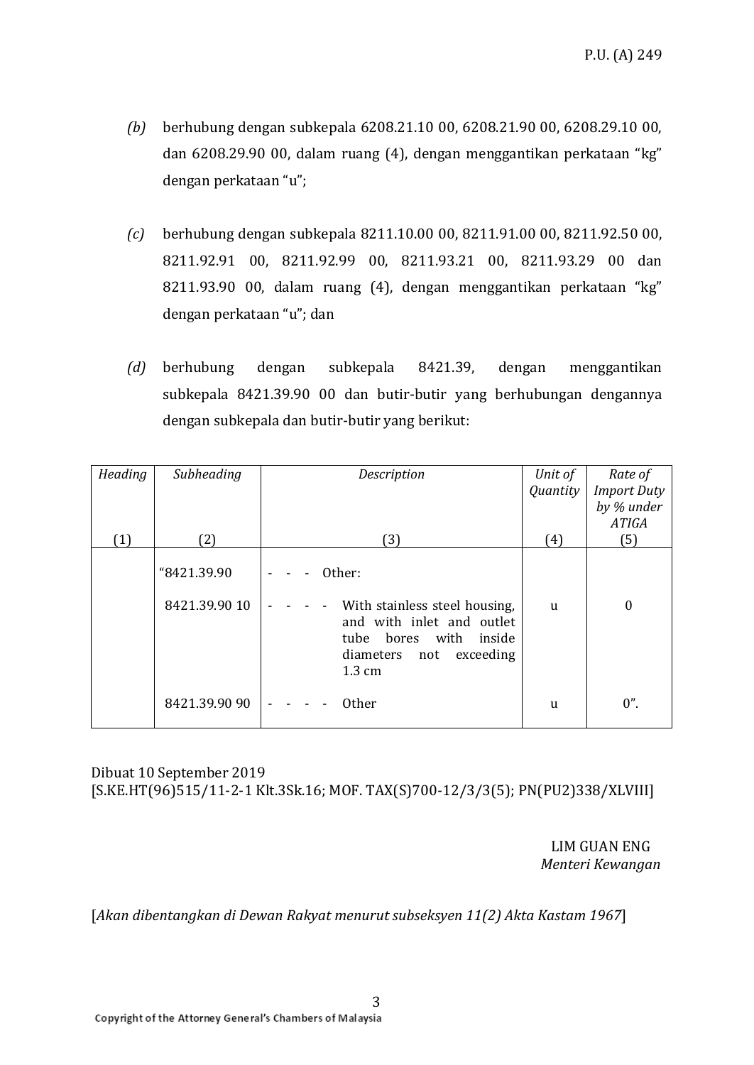*(b)* berhubung dengan subkepala 6208.21.10 00, 6208.21.90 00, 6208.29.10 00, dan 6208.29.90 00, dalam ruang (4), dengan menggantikan perkataan "kg" dengan perkataan "u";

*(c)* berhubung dengan subkepala 8211.10.00 00, 8211.91.00 00, 8211.92.50 00, 8211.92.91 00, 8211.92.99 00, 8211.93.21 00, 8211.93.29 00 dan 8211.93.90 00, dalam ruang (4), dengan menggantikan perkataan "kg" dengan perkataan "u"; dan

*(d)* berhubung dengan subkepala 8421.39, dengan menggantikan subkepala 8421.39.90 00 dan butir-butir yang berhubungan dengannya dengan subkepala dan butir-butir yang berikut:

| *Heading* (1) | *Subheading* (2) | *Description* (3) | *Unit of Quantity* (4) | *Rate of Import Duty by % under ATIGA* (5) |
|---|---|---|---|---|
| | "8421.39.90 | - - - Other: | | |
| | 8421.39.90 10 | - - - - With stainless steel housing, and with inlet and outlet tube bores with inside diameters not exceeding 1.3 cm | u | 0 |
| | 8421.39.90 90 | - - - - Other | u | 0". |

Dibuat 10 September 2019
[S.KE.HT(96)515/11-2-1 Klt.3Sk.16; MOF. TAX(S)700-12/3/3(5); PN(PU2)338/XLVIII]

LIM GUAN ENG
*Menteri Kewangan*

[*Akan dibentangkan di Dewan Rakyat menurut subseksyen 11(2) Akta Kastam 1967*]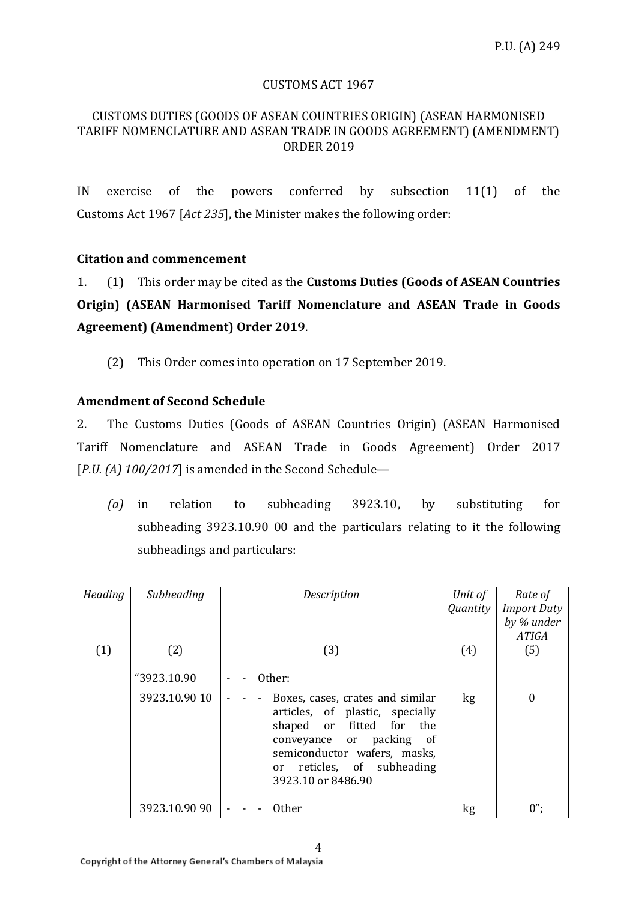P.U. (A) 249

CUSTOMS ACT 1967

CUSTOMS DUTIES (GOODS OF ASEAN COUNTRIES ORIGIN) (ASEAN HARMONISED TARIFF NOMENCLATURE AND ASEAN TRADE IN GOODS AGREEMENT) (AMENDMENT) ORDER 2019

IN exercise of the powers conferred by subsection 11(1) of the Customs Act 1967 [*Act 235*], the Minister makes the following order:

**Citation and commencement**

1. (1) This order may be cited as the **Customs Duties (Goods of ASEAN Countries Origin) (ASEAN Harmonised Tariff Nomenclature and ASEAN Trade in Goods Agreement) (Amendment) Order 2019**.

(2) This Order comes into operation on 17 September 2019.

**Amendment of Second Schedule**

2. The Customs Duties (Goods of ASEAN Countries Origin) (ASEAN Harmonised Tariff Nomenclature and ASEAN Trade in Goods Agreement) Order 2017 [*P.U. (A) 100/2017*] is amended in the Second Schedule—

*(a)* in relation to subheading 3923.10, by substituting for subheading 3923.10.90 00 and the particulars relating to it the following subheadings and particulars:

| *Heading* (1) | *Subheading* (2) | *Description* (3) | *Unit of Quantity* (4) | *Rate of Import Duty by % under ATIGA* (5) |
|---|---|---|---|---|
| | "3923.10.90 | - - Other: | | |
| | 3923.10.90 10 | - - - Boxes, cases, crates and similar articles, of plastic, specially shaped or fitted for the conveyance or packing of semiconductor wafers, masks, or reticles, of subheading 3923.10 or 8486.90 | kg | 0 |
| | 3923.10.90 90 | - - - Other | kg | 0"; |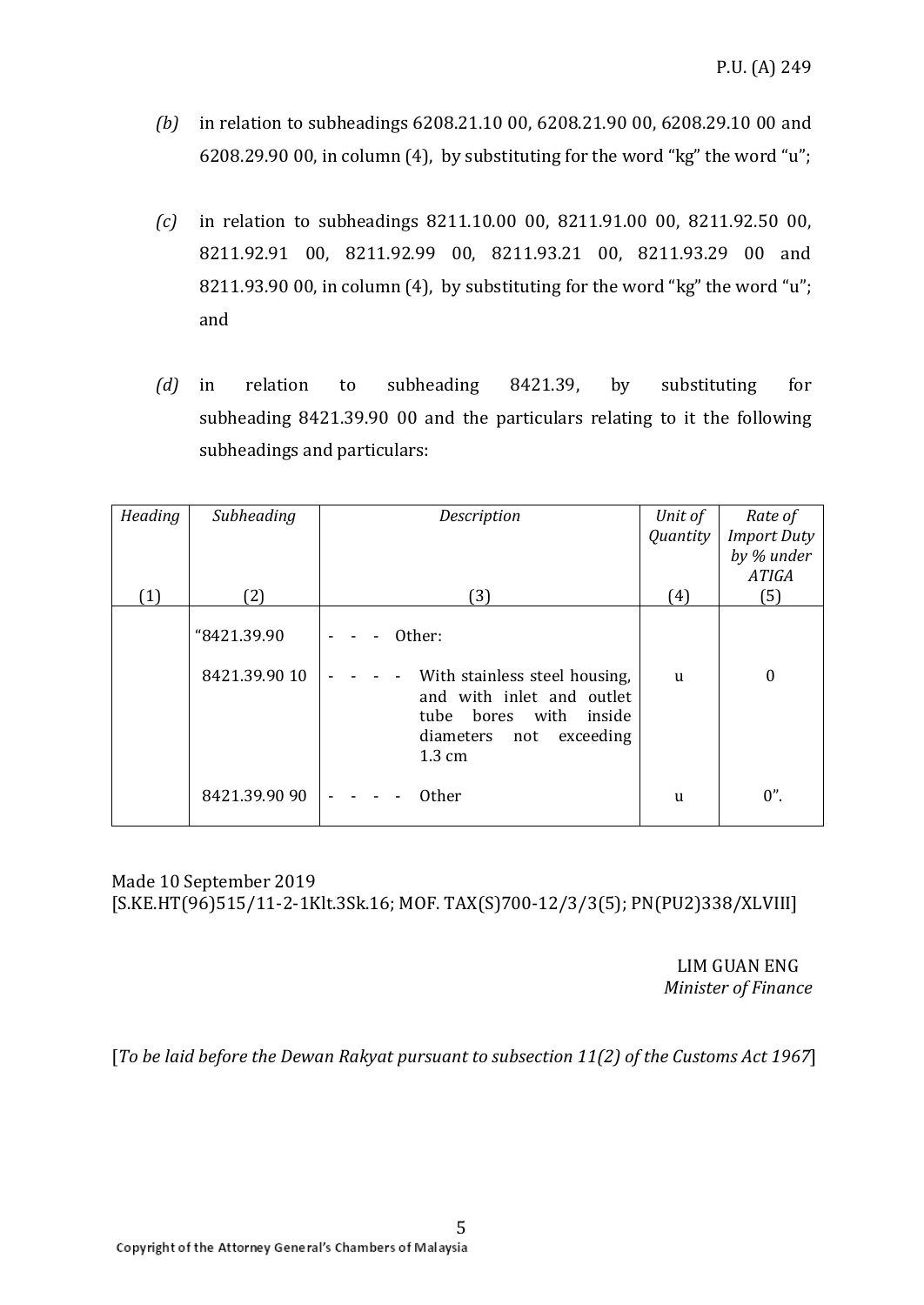*(b)* in relation to subheadings 6208.21.10 00, 6208.21.90 00, 6208.29.10 00 and 6208.29.90 00, in column (4), by substituting for the word "kg" the word "u";

*(c)* in relation to subheadings 8211.10.00 00, 8211.91.00 00, 8211.92.50 00, 8211.92.91 00, 8211.92.99 00, 8211.93.21 00, 8211.93.29 00 and 8211.93.90 00, in column (4), by substituting for the word "kg" the word "u"; and

*(d)* in relation to subheading 8421.39, by substituting for subheading 8421.39.90 00 and the particulars relating to it the following subheadings and particulars:

| *Heading* (1) | *Subheading* (2) | *Description* (3) | *Unit of Quantity* (4) | *Rate of Import Duty by % under ATIGA* (5) |
|---|---|---|---|---|
| | "8421.39.90 | - - - Other: | | |
| | 8421.39.90 10 | - - - - With stainless steel housing, and with inlet and outlet tube bores with inside diameters not exceeding 1.3 cm | u | 0 |
| | 8421.39.90 90 | - - - - Other | u | 0". |

Made 10 September 2019
[S.KE.HT(96)515/11-2-1Klt.3Sk.16; MOF. TAX(S)700-12/3/3(5); PN(PU2)338/XLVIII]

LIM GUAN ENG
*Minister of Finance*

[*To be laid before the Dewan Rakyat pursuant to subsection 11(2) of the Customs Act 1967*]